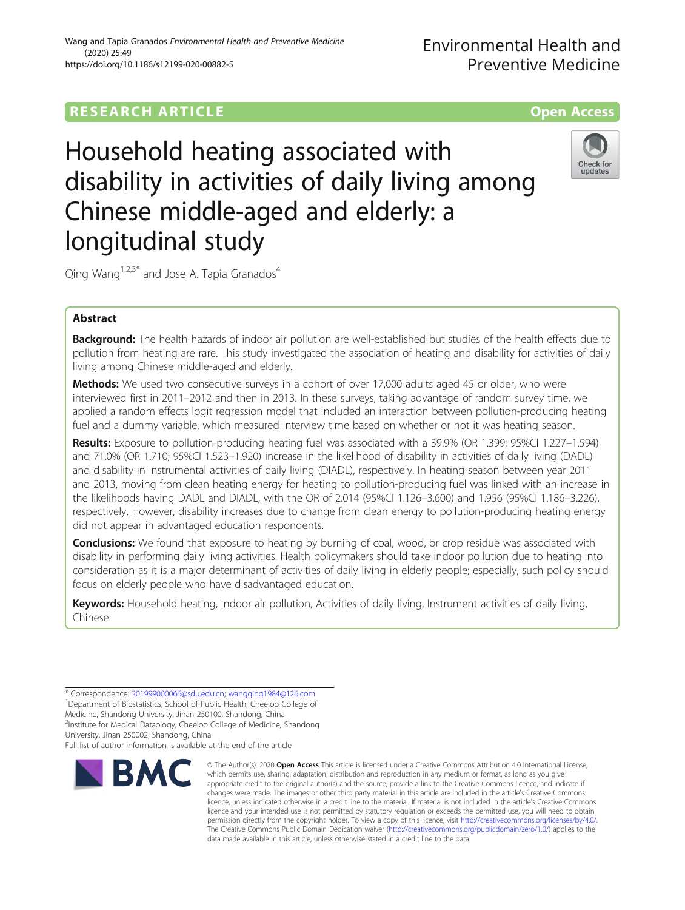RESEARCH ARTICLE

Open Access

# Household heating associated with disability in activities of daily living among Chinese middle-aged and elderly: a longitudinal study

Qing Wang[1,2,3*] and Jose A. Tapia Granados[4]

## Abstract

**Background:** The health hazards of indoor air pollution are well-established but studies of the health effects due to pollution from heating are rare. This study investigated the association of heating and disability for activities of daily living among Chinese middle-aged and elderly.

**Methods:** We used two consecutive surveys in a cohort of over 17,000 adults aged 45 or older, who were interviewed first in 2011–2012 and then in 2013. In these surveys, taking advantage of random survey time, we applied a random effects logit regression model that included an interaction between pollution-producing heating fuel and a dummy variable, which measured interview time based on whether or not it was heating season.

**Results:** Exposure to pollution-producing heating fuel was associated with a 39.9% (OR 1.399; 95%CI 1.227–1.594) and 71.0% (OR 1.710; 95%CI 1.523–1.920) increase in the likelihood of disability in activities of daily living (DADL) and disability in instrumental activities of daily living (DIADL), respectively. In heating season between year 2011 and 2013, moving from clean heating energy for heating to pollution-producing fuel was linked with an increase in the likelihoods having DADL and DIADL, with the OR of 2.014 (95%CI 1.126–3.600) and 1.956 (95%CI 1.186–3.226), respectively. However, disability increases due to change from clean energy to pollution-producing heating energy did not appear in advantaged education respondents.

**Conclusions:** We found that exposure to heating by burning of coal, wood, or crop residue was associated with disability in performing daily living activities. Health policymakers should take indoor pollution due to heating into consideration as it is a major determinant of activities of daily living in elderly people; especially, such policy should focus on elderly people who have disadvantaged education.

**Keywords:** Household heating, Indoor air pollution, Activities of daily living, Instrument activities of daily living, Chinese

\* Correspondence: 201999000066@sdu.edu.cn; wangqing1984@126.com
[1]Department of Biostatistics, School of Public Health, Cheeloo College of Medicine, Shandong University, Jinan 250100, Shandong, China
[2]Institute for Medical Dataology, Cheeloo College of Medicine, Shandong University, Jinan 250002, Shandong, China
Full list of author information is available at the end of the article

© The Author(s). 2020 **Open Access** This article is licensed under a Creative Commons Attribution 4.0 International License, which permits use, sharing, adaptation, distribution and reproduction in any medium or format, as long as you give appropriate credit to the original author(s) and the source, provide a link to the Creative Commons licence, and indicate if changes were made. The images or other third party material in this article are included in the article's Creative Commons licence, unless indicated otherwise in a credit line to the material. If material is not included in the article's Creative Commons licence and your intended use is not permitted by statutory regulation or exceeds the permitted use, you will need to obtain permission directly from the copyright holder. To view a copy of this licence, visit http://creativecommons.org/licenses/by/4.0/. The Creative Commons Public Domain Dedication waiver (http://creativecommons.org/publicdomain/zero/1.0/) applies to the data made available in this article, unless otherwise stated in a credit line to the data.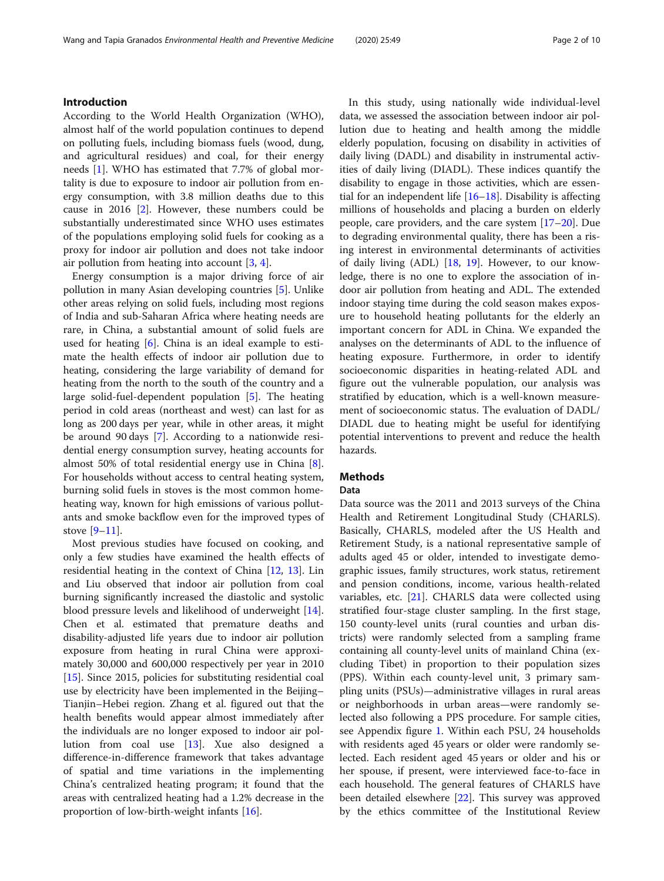## Introduction

According to the World Health Organization (WHO), almost half of the world population continues to depend on polluting fuels, including biomass fuels (wood, dung, and agricultural residues) and coal, for their energy needs [1]. WHO has estimated that 7.7% of global mortality is due to exposure to indoor air pollution from energy consumption, with 3.8 million deaths due to this cause in 2016 [2]. However, these numbers could be substantially underestimated since WHO uses estimates of the populations employing solid fuels for cooking as a proxy for indoor air pollution and does not take indoor air pollution from heating into account [3, 4].

Energy consumption is a major driving force of air pollution in many Asian developing countries [5]. Unlike other areas relying on solid fuels, including most regions of India and sub-Saharan Africa where heating needs are rare, in China, a substantial amount of solid fuels are used for heating [6]. China is an ideal example to estimate the health effects of indoor air pollution due to heating, considering the large variability of demand for heating from the north to the south of the country and a large solid-fuel-dependent population [5]. The heating period in cold areas (northeast and west) can last for as long as 200 days per year, while in other areas, it might be around 90 days [7]. According to a nationwide residential energy consumption survey, heating accounts for almost 50% of total residential energy use in China [8]. For households without access to central heating system, burning solid fuels in stoves is the most common home-heating way, known for high emissions of various pollutants and smoke backflow even for the improved types of stove [9–11].

Most previous studies have focused on cooking, and only a few studies have examined the health effects of residential heating in the context of China [12, 13]. Lin and Liu observed that indoor air pollution from coal burning significantly increased the diastolic and systolic blood pressure levels and likelihood of underweight [14]. Chen et al. estimated that premature deaths and disability-adjusted life years due to indoor air pollution exposure from heating in rural China were approximately 30,000 and 600,000 respectively per year in 2010 [15]. Since 2015, policies for substituting residential coal use by electricity have been implemented in the Beijing–Tianjin–Hebei region. Zhang et al. figured out that the health benefits would appear almost immediately after the individuals are no longer exposed to indoor air pollution from coal use [13]. Xue also designed a difference-in-difference framework that takes advantage of spatial and time variations in the implementing China's centralized heating program; it found that the areas with centralized heating had a 1.2% decrease in the proportion of low-birth-weight infants [16].

In this study, using nationally wide individual-level data, we assessed the association between indoor air pollution due to heating and health among the middle elderly population, focusing on disability in activities of daily living (DADL) and disability in instrumental activities of daily living (DIADL). These indices quantify the disability to engage in those activities, which are essential for an independent life [16–18]. Disability is affecting millions of households and placing a burden on elderly people, care providers, and the care system [17–20]. Due to degrading environmental quality, there has been a rising interest in environmental determinants of activities of daily living (ADL) [18, 19]. However, to our knowledge, there is no one to explore the association of indoor air pollution from heating and ADL. The extended indoor staying time during the cold season makes exposure to household heating pollutants for the elderly an important concern for ADL in China. We expanded the analyses on the determinants of ADL to the influence of heating exposure. Furthermore, in order to identify socioeconomic disparities in heating-related ADL and figure out the vulnerable population, our analysis was stratified by education, which is a well-known measurement of socioeconomic status. The evaluation of DADL/DIADL due to heating might be useful for identifying potential interventions to prevent and reduce the health hazards.

## Methods

### Data

Data source was the 2011 and 2013 surveys of the China Health and Retirement Longitudinal Study (CHARLS). Basically, CHARLS, modeled after the US Health and Retirement Study, is a national representative sample of adults aged 45 or older, intended to investigate demographic issues, family structures, work status, retirement and pension conditions, income, various health-related variables, etc. [21]. CHARLS data were collected using stratified four-stage cluster sampling. In the first stage, 150 county-level units (rural counties and urban districts) were randomly selected from a sampling frame containing all county-level units of mainland China (excluding Tibet) in proportion to their population sizes (PPS). Within each county-level unit, 3 primary sampling units (PSUs)—administrative villages in rural areas or neighborhoods in urban areas—were randomly selected also following a PPS procedure. For sample cities, see Appendix figure 1. Within each PSU, 24 households with residents aged 45 years or older were randomly selected. Each resident aged 45 years or older and his or her spouse, if present, were interviewed face-to-face in each household. The general features of CHARLS have been detailed elsewhere [22]. This survey was approved by the ethics committee of the Institutional Review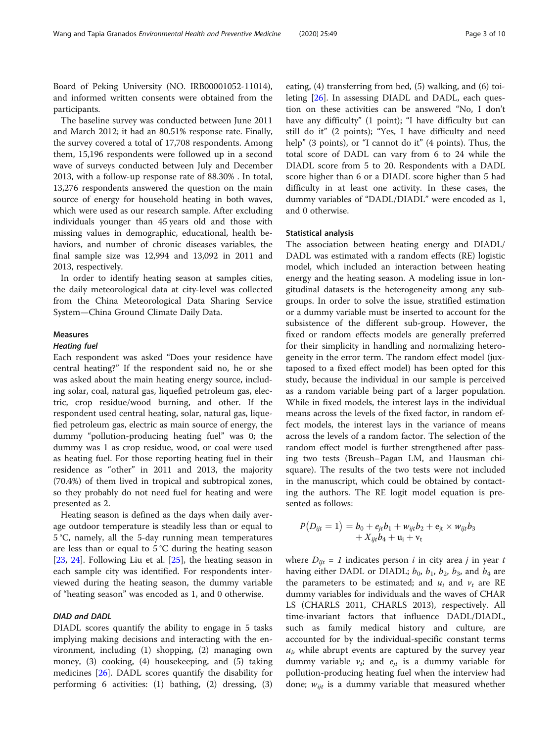Board of Peking University (NO. IRB00001052-11014), and informed written consents were obtained from the participants.

The baseline survey was conducted between June 2011 and March 2012; it had an 80.51% response rate. Finally, the survey covered a total of 17,708 respondents. Among them, 15,196 respondents were followed up in a second wave of surveys conducted between July and December 2013, with a follow-up response rate of 88.30% . In total, 13,276 respondents answered the question on the main source of energy for household heating in both waves, which were used as our research sample. After excluding individuals younger than 45 years old and those with missing values in demographic, educational, health behaviors, and number of chronic diseases variables, the final sample size was 12,994 and 13,092 in 2011 and 2013, respectively.

In order to identify heating season at samples cities, the daily meteorological data at city-level was collected from the China Meteorological Data Sharing Service System—China Ground Climate Daily Data.

## Measures

### Heating fuel

Each respondent was asked "Does your residence have central heating?" If the respondent said no, he or she was asked about the main heating energy source, including solar, coal, natural gas, liquefied petroleum gas, electric, crop residue/wood burning, and other. If the respondent used central heating, solar, natural gas, liquefied petroleum gas, electric as main source of energy, the dummy "pollution-producing heating fuel" was 0; the dummy was 1 as crop residue, wood, or coal were used as heating fuel. For those reporting heating fuel in their residence as "other" in 2011 and 2013, the majority (70.4%) of them lived in tropical and subtropical zones, so they probably do not need fuel for heating and were presented as 2.

Heating season is defined as the days when daily average outdoor temperature is steadily less than or equal to 5 °C, namely, all the 5-day running mean temperatures are less than or equal to 5 °C during the heating season [23, 24]. Following Liu et al. [25], the heating season in each sample city was identified. For respondents interviewed during the heating season, the dummy variable of "heating season" was encoded as 1, and 0 otherwise.

### DIAD and DADL

DIADL scores quantify the ability to engage in 5 tasks implying making decisions and interacting with the environment, including (1) shopping, (2) managing own money, (3) cooking, (4) housekeeping, and (5) taking medicines [26]. DADL scores quantify the disability for performing 6 activities: (1) bathing, (2) dressing, (3) eating, (4) transferring from bed, (5) walking, and (6) toileting [26]. In assessing DIADL and DADL, each question on these activities can be answered "No, I don't have any difficulty" (1 point); "I have difficulty but can still do it" (2 points); "Yes, I have difficulty and need help" (3 points), or "I cannot do it" (4 points). Thus, the total score of DADL can vary from 6 to 24 while the DIADL score from 5 to 20. Respondents with a DADL score higher than 6 or a DIADL score higher than 5 had difficulty in at least one activity. In these cases, the dummy variables of "DADL/DIADL" were encoded as 1, and 0 otherwise.

### Statistical analysis

The association between heating energy and DIADL/DADL was estimated with a random effects (RE) logistic model, which included an interaction between heating energy and the heating season. A modeling issue in longitudinal datasets is the heterogeneity among any subgroups. In order to solve the issue, stratified estimation or a dummy variable must be inserted to account for the subsistence of the different sub-group. However, the fixed or random effects models are generally preferred for their simplicity in handling and normalizing heterogeneity in the error term. The random effect model (juxtaposed to a fixed effect model) has been opted for this study, because the individual in our sample is perceived as a random variable being part of a larger population. While in fixed models, the interest lays in the individual means across the levels of the fixed factor, in random effect models, the interest lays in the variance of means across the levels of a random factor. The selection of the random effect model is further strengthened after passing two tests (Breush–Pagan LM, and Hausman chi-square). The results of the two tests were not included in the manuscript, which could be obtained by contacting the authors. The RE logit model equation is presented as follows:

$$P(D_{ijt} = 1) = b_0 + e_{jt}b_1 + w_{ijt}b_2 + e_{jt} \times w_{ijt}b_3 + X_{ijt}b_4 + u_i + v_t$$

where $D_{ijt} = 1$ indicates person $i$ in city area $j$ in year $t$ having either DADL or DIADL; $b_0$, $b_1$, $b_2$, $b_3$, and $b_4$ are the parameters to be estimated; and $u_i$ and $v_t$ are RE dummy variables for individuals and the waves of CHARLS (CHARLS 2011, CHARLS 2013), respectively. All time-invariant factors that influence DADL/DIADL, such as family medical history and culture, are accounted for by the individual-specific constant terms $u_i$, while abrupt events are captured by the survey year dummy variable $v_t$; and $e_{jt}$ is a dummy variable for pollution-producing heating fuel when the interview had done; $w_{ijt}$ is a dummy variable that measured whether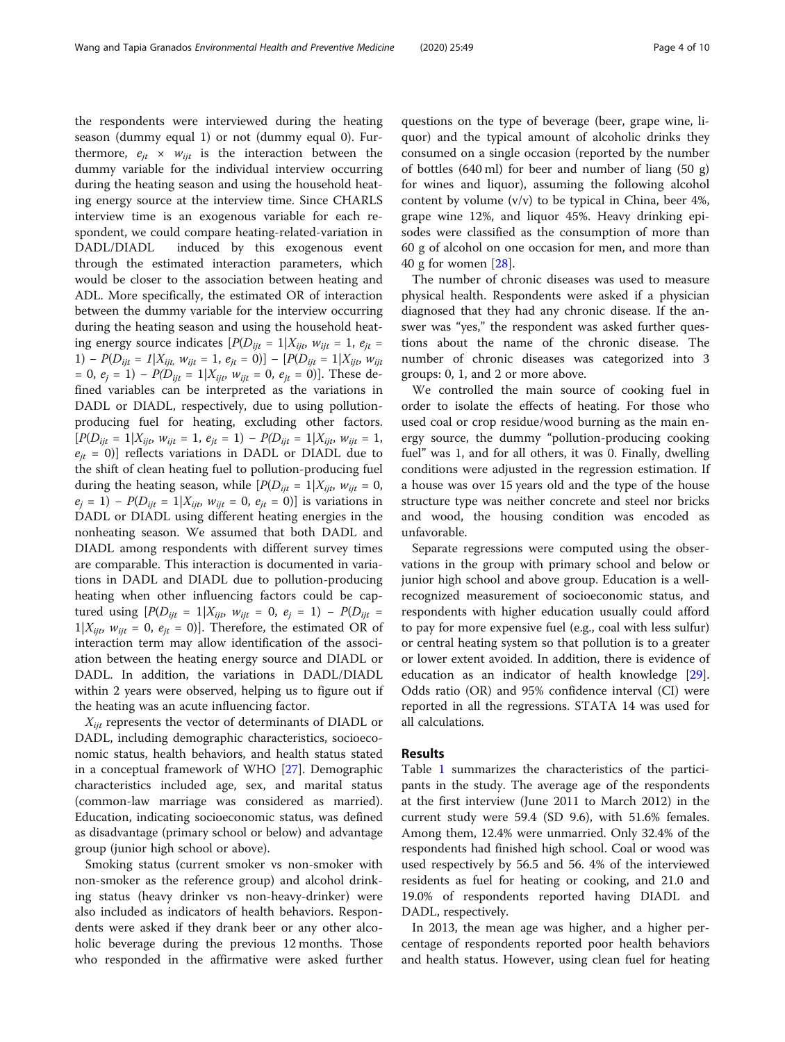the respondents were interviewed during the heating season (dummy equal 1) or not (dummy equal 0). Furthermore, $e_{jt} \times w_{ijt}$ is the interaction between the dummy variable for the individual interview occurring during the heating season and using the household heating energy source at the interview time. Since CHARLS interview time is an exogenous variable for each respondent, we could compare heating-related-variation in DADL/DIADL induced by this exogenous event through the estimated interaction parameters, which would be closer to the association between heating and ADL. More specifically, the estimated OR of interaction between the dummy variable for the interview occurring during the heating season and using the household heating energy source indicates $[P(D_{ijt} = 1|X_{ijt}, w_{ijt} = 1, e_{jt} = 1) - P(D_{ijt} = 1|X_{ijt}, w_{ijt} = 1, e_{jt} = 0)] - [P(D_{ijt} = 1|X_{ijt}, w_{ijt} = 0, e_{j} = 1) - P(D_{ijt} = 1|X_{ijt}, w_{ijt} = 0, e_{jt} = 0)]$. These defined variables can be interpreted as the variations in DADL or DIADL, respectively, due to using pollution-producing fuel for heating, excluding other factors. $[P(D_{ijt} = 1|X_{ijt}, w_{ijt} = 1, e_{jt} = 1) - P(D_{ijt} = 1|X_{ijt}, w_{ijt} = 1, e_{jt} = 0)]$ reflects variations in DADL or DIADL due to the shift of clean heating fuel to pollution-producing fuel during the heating season, while $[P(D_{ijt} = 1|X_{ijt}, w_{ijt} = 0, e_{j} = 1) - P(D_{ijt} = 1|X_{ijt}, w_{ijt} = 0, e_{jt} = 0)]$ is variations in DADL or DIADL using different heating energies in the nonheating season. We assumed that both DADL and DIADL among respondents with different survey times are comparable. This interaction is documented in variations in DADL and DIADL due to pollution-producing heating when other influencing factors could be captured using $[P(D_{ijt} = 1|X_{ijt}, w_{ijt} = 0, e_{j} = 1) - P(D_{ijt} = 1|X_{ijt}, w_{ijt} = 0, e_{jt} = 0)]$. Therefore, the estimated OR of interaction term may allow identification of the association between the heating energy source and DIADL or DADL. In addition, the variations in DADL/DIADL within 2 years were observed, helping us to figure out if the heating was an acute influencing factor.

$X_{ijt}$ represents the vector of determinants of DIADL or DADL, including demographic characteristics, socioeconomic status, health behaviors, and health status stated in a conceptual framework of WHO [27]. Demographic characteristics included age, sex, and marital status (common-law marriage was considered as married). Education, indicating socioeconomic status, was defined as disadvantage (primary school or below) and advantage group (junior high school or above).

Smoking status (current smoker vs non-smoker with non-smoker as the reference group) and alcohol drinking status (heavy drinker vs non-heavy-drinker) were also included as indicators of health behaviors. Respondents were asked if they drank beer or any other alcoholic beverage during the previous 12 months. Those who responded in the affirmative were asked further questions on the type of beverage (beer, grape wine, liquor) and the typical amount of alcoholic drinks they consumed on a single occasion (reported by the number of bottles (640 ml) for beer and number of liang (50 g) for wines and liquor), assuming the following alcohol content by volume (v/v) to be typical in China, beer 4%, grape wine 12%, and liquor 45%. Heavy drinking episodes were classified as the consumption of more than 60 g of alcohol on one occasion for men, and more than 40 g for women [28].

The number of chronic diseases was used to measure physical health. Respondents were asked if a physician diagnosed that they had any chronic disease. If the answer was "yes," the respondent was asked further questions about the name of the chronic disease. The number of chronic diseases was categorized into 3 groups: 0, 1, and 2 or more above.

We controlled the main source of cooking fuel in order to isolate the effects of heating. For those who used coal or crop residue/wood burning as the main energy source, the dummy "pollution-producing cooking fuel" was 1, and for all others, it was 0. Finally, dwelling conditions were adjusted in the regression estimation. If a house was over 15 years old and the type of the house structure type was neither concrete and steel nor bricks and wood, the housing condition was encoded as unfavorable.

Separate regressions were computed using the observations in the group with primary school and below or junior high school and above group. Education is a well-recognized measurement of socioeconomic status, and respondents with higher education usually could afford to pay for more expensive fuel (e.g., coal with less sulfur) or central heating system so that pollution is to a greater or lower extent avoided. In addition, there is evidence of education as an indicator of health knowledge [29]. Odds ratio (OR) and 95% confidence interval (CI) were reported in all the regressions. STATA 14 was used for all calculations.

## Results

Table 1 summarizes the characteristics of the participants in the study. The average age of the respondents at the first interview (June 2011 to March 2012) in the current study were 59.4 (SD 9.6), with 51.6% females. Among them, 12.4% were unmarried. Only 32.4% of the respondents had finished high school. Coal or wood was used respectively by 56.5 and 56. 4% of the interviewed residents as fuel for heating or cooking, and 21.0 and 19.0% of respondents reported having DIADL and DADL, respectively.

In 2013, the mean age was higher, and a higher percentage of respondents reported poor health behaviors and health status. However, using clean fuel for heating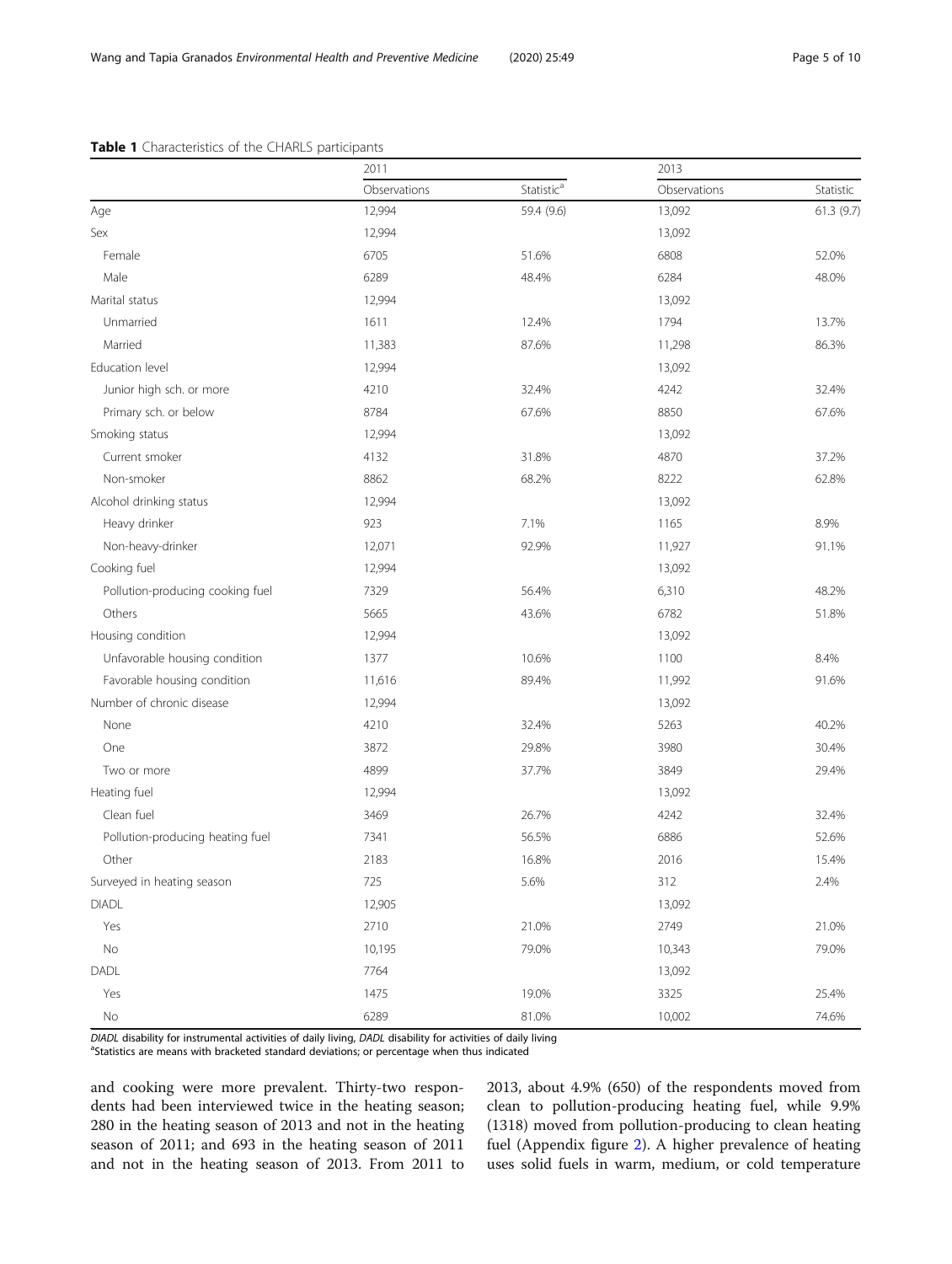**Table 1** Characteristics of the CHARLS participants

| | 2011 | | 2013 | |
|---|---|---|---|---|
| | Observations | Statistic[a] | Observations | Statistic |
| Age | 12,994 | 59.4 (9.6) | 13,092 | 61.3 (9.7) |
| Sex | 12,994 | | 13,092 | |
| Female | 6705 | 51.6% | 6808 | 52.0% |
| Male | 6289 | 48.4% | 6284 | 48.0% |
| Marital status | 12,994 | | 13,092 | |
| Unmarried | 1611 | 12.4% | 1794 | 13.7% |
| Married | 11,383 | 87.6% | 11,298 | 86.3% |
| Education level | 12,994 | | 13,092 | |
| Junior high sch. or more | 4210 | 32.4% | 4242 | 32.4% |
| Primary sch. or below | 8784 | 67.6% | 8850 | 67.6% |
| Smoking status | 12,994 | | 13,092 | |
| Current smoker | 4132 | 31.8% | 4870 | 37.2% |
| Non-smoker | 8862 | 68.2% | 8222 | 62.8% |
| Alcohol drinking status | 12,994 | | 13,092 | |
| Heavy drinker | 923 | 7.1% | 1165 | 8.9% |
| Non-heavy-drinker | 12,071 | 92.9% | 11,927 | 91.1% |
| Cooking fuel | 12,994 | | 13,092 | |
| Pollution-producing cooking fuel | 7329 | 56.4% | 6,310 | 48.2% |
| Others | 5665 | 43.6% | 6782 | 51.8% |
| Housing condition | 12,994 | | 13,092 | |
| Unfavorable housing condition | 1377 | 10.6% | 1100 | 8.4% |
| Favorable housing condition | 11,616 | 89.4% | 11,992 | 91.6% |
| Number of chronic disease | 12,994 | | 13,092 | |
| None | 4210 | 32.4% | 5263 | 40.2% |
| One | 3872 | 29.8% | 3980 | 30.4% |
| Two or more | 4899 | 37.7% | 3849 | 29.4% |
| Heating fuel | 12,994 | | 13,092 | |
| Clean fuel | 3469 | 26.7% | 4242 | 32.4% |
| Pollution-producing heating fuel | 7341 | 56.5% | 6886 | 52.6% |
| Other | 2183 | 16.8% | 2016 | 15.4% |
| Surveyed in heating season | 725 | 5.6% | 312 | 2.4% |
| DIADL | 12,905 | | 13,092 | |
| Yes | 2710 | 21.0% | 2749 | 21.0% |
| No | 10,195 | 79.0% | 10,343 | 79.0% |
| DADL | 7764 | | 13,092 | |
| Yes | 1475 | 19.0% | 3325 | 25.4% |
| No | 6289 | 81.0% | 10,002 | 74.6% |

*DIADL* disability for instrumental activities of daily living, *DADL* disability for activities of daily living
[a]Statistics are means with bracketed standard deviations; or percentage when thus indicated

and cooking were more prevalent. Thirty-two respondents had been interviewed twice in the heating season; 280 in the heating season of 2013 and not in the heating season of 2011; and 693 in the heating season of 2011 and not in the heating season of 2013. From 2011 to 2013, about 4.9% (650) of the respondents moved from clean to pollution-producing heating fuel, while 9.9% (1318) moved from pollution-producing to clean heating fuel (Appendix figure 2). A higher prevalence of heating uses solid fuels in warm, medium, or cold temperature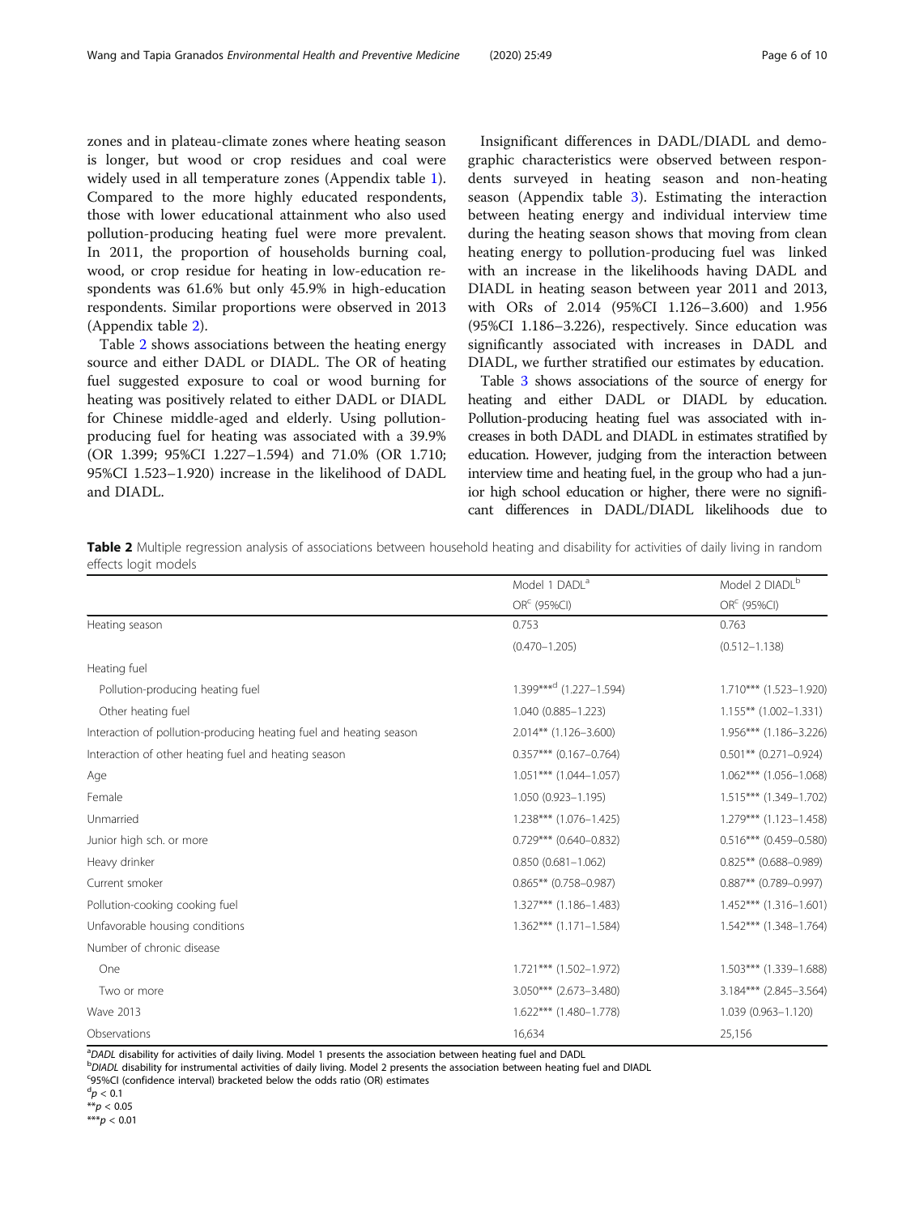zones and in plateau-climate zones where heating season is longer, but wood or crop residues and coal were widely used in all temperature zones (Appendix table 1). Compared to the more highly educated respondents, those with lower educational attainment who also used pollution-producing heating fuel were more prevalent. In 2011, the proportion of households burning coal, wood, or crop residue for heating in low-education respondents was 61.6% but only 45.9% in high-education respondents. Similar proportions were observed in 2013 (Appendix table 2).

Table 2 shows associations between the heating energy source and either DADL or DIADL. The OR of heating fuel suggested exposure to coal or wood burning for heating was positively related to either DADL or DIADL for Chinese middle-aged and elderly. Using pollution-producing fuel for heating was associated with a 39.9% (OR 1.399; 95%CI 1.227–1.594) and 71.0% (OR 1.710; 95%CI 1.523–1.920) increase in the likelihood of DADL and DIADL.

Insignificant differences in DADL/DIADL and demographic characteristics were observed between respondents surveyed in heating season and non-heating season (Appendix table 3). Estimating the interaction between heating energy and individual interview time during the heating season shows that moving from clean heating energy to pollution-producing fuel was linked with an increase in the likelihoods having DADL and DIADL in heating season between year 2011 and 2013, with ORs of 2.014 (95%CI 1.126–3.600) and 1.956 (95%CI 1.186–3.226), respectively. Since education was significantly associated with increases in DADL and DIADL, we further stratified our estimates by education.

Table 3 shows associations of the source of energy for heating and either DADL or DIADL by education. Pollution-producing heating fuel was associated with increases in both DADL and DIADL in estimates stratified by education. However, judging from the interaction between interview time and heating fuel, in the group who had a junior high school education or higher, there were no significant differences in DADL/DIADL likelihoods due to

**Table 2** Multiple regression analysis of associations between household heating and disability for activities of daily living in random effects logit models

| | Model 1 DADL[a] | Model 2 DIADL[b] |
|---|---|---|
| | OR[c] (95%CI) | OR[c] (95%CI) |
| Heating season | 0.753 | 0.763 |
| | (0.470–1.205) | (0.512–1.138) |
| Heating fuel | | |
| Pollution-producing heating fuel | 1.399***[d] (1.227–1.594) | 1.710*** (1.523–1.920) |
| Other heating fuel | 1.040 (0.885–1.223) | 1.155** (1.002–1.331) |
| Interaction of pollution-producing heating fuel and heating season | 2.014** (1.126–3.600) | 1.956*** (1.186–3.226) |
| Interaction of other heating fuel and heating season | 0.357*** (0.167–0.764) | 0.501** (0.271–0.924) |
| Age | 1.051*** (1.044–1.057) | 1.062*** (1.056–1.068) |
| Female | 1.050 (0.923–1.195) | 1.515*** (1.349–1.702) |
| Unmarried | 1.238*** (1.076–1.425) | 1.279*** (1.123–1.458) |
| Junior high sch. or more | 0.729*** (0.640–0.832) | 0.516*** (0.459–0.580) |
| Heavy drinker | 0.850 (0.681–1.062) | 0.825** (0.688–0.989) |
| Current smoker | 0.865** (0.758–0.987) | 0.887** (0.789–0.997) |
| Pollution-cooking cooking fuel | 1.327*** (1.186–1.483) | 1.452*** (1.316–1.601) |
| Unfavorable housing conditions | 1.362*** (1.171–1.584) | 1.542*** (1.348–1.764) |
| Number of chronic disease | | |
| One | 1.721*** (1.502–1.972) | 1.503*** (1.339–1.688) |
| Two or more | 3.050*** (2.673–3.480) | 3.184*** (2.845–3.564) |
| Wave 2013 | 1.622*** (1.480–1.778) | 1.039 (0.963–1.120) |
| Observations | 16,634 | 25,156 |

[a]*DADL* disability for activities of daily living. Model 1 presents the association between heating fuel and DADL
[b]*DIADL* disability for instrumental activities of daily living. Model 2 presents the association between heating fuel and DIADL
[c]95%CI (confidence interval) bracketed below the odds ratio (OR) estimates
[d]$p < 0.1$
**$p < 0.05$
***$p < 0.01$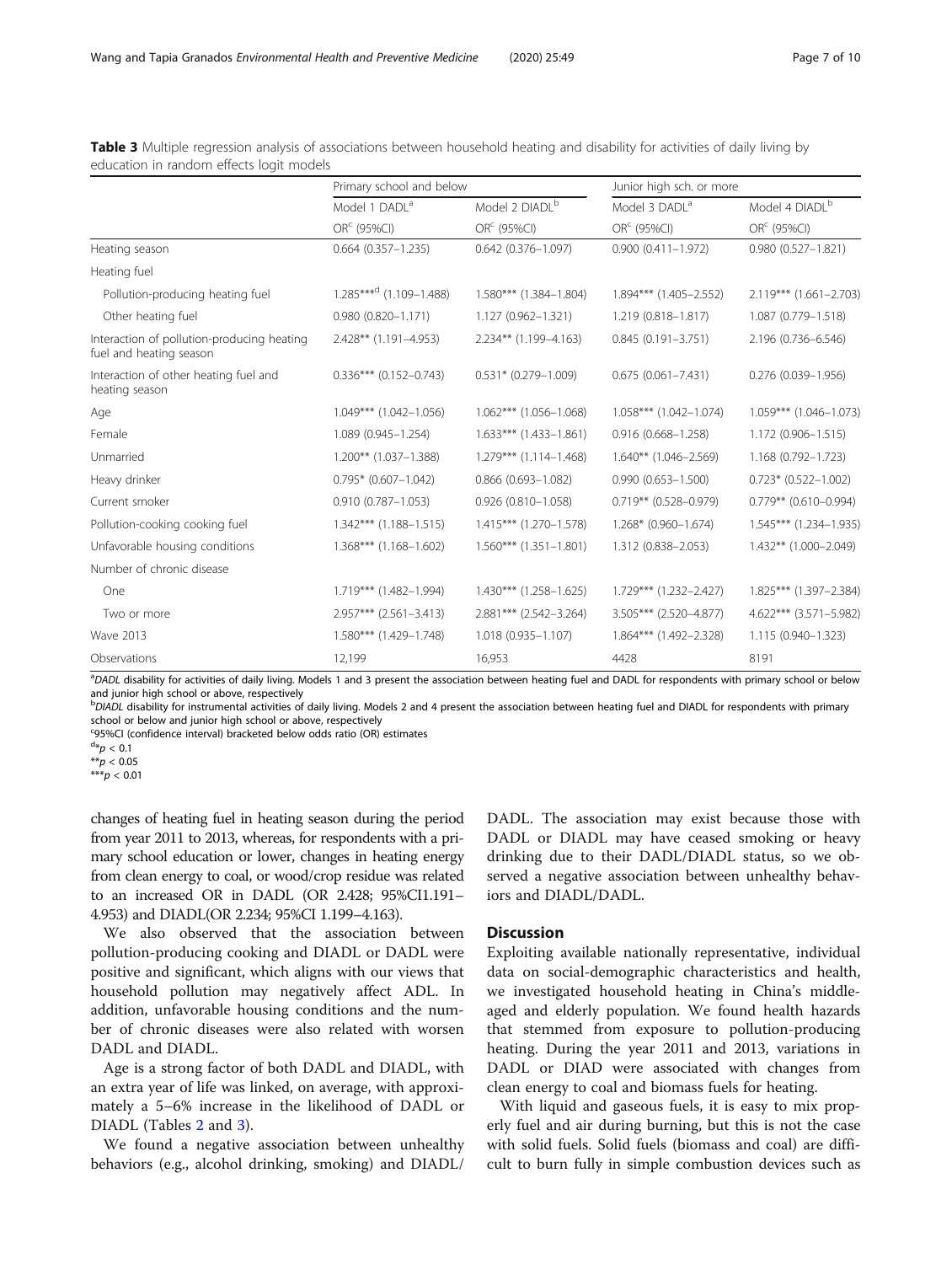**Table 3** Multiple regression analysis of associations between household heating and disability for activities of daily living by education in random effects logit models

| | Primary school and below | | Junior high sch. or more | |
|---|---|---|---|---|
| | Model 1 DADL[a] | Model 2 DIADL[b] | Model 3 DADL[a] | Model 4 DIADL[b] |
| | OR[c] (95%CI) | OR[c] (95%CI) | OR[c] (95%CI) | OR[c] (95%CI) |
| Heating season | 0.664 (0.357–1.235) | 0.642 (0.376–1.097) | 0.900 (0.411–1.972) | 0.980 (0.527–1.821) |
| Heating fuel | | | | |
| Pollution-producing heating fuel | 1.285***[d] (1.109–1.488) | 1.580*** (1.384–1.804) | 1.894*** (1.405–2.552) | 2.119*** (1.661–2.703) |
| Other heating fuel | 0.980 (0.820–1.171) | 1.127 (0.962–1.321) | 1.219 (0.818–1.817) | 1.087 (0.779–1.518) |
| Interaction of pollution-producing heating fuel and heating season | 2.428** (1.191–4.953) | 2.234** (1.199–4.163) | 0.845 (0.191–3.751) | 2.196 (0.736–6.546) |
| Interaction of other heating fuel and heating season | 0.336*** (0.152–0.743) | 0.531* (0.279–1.009) | 0.675 (0.061–7.431) | 0.276 (0.039–1.956) |
| Age | 1.049*** (1.042–1.056) | 1.062*** (1.056–1.068) | 1.058*** (1.042–1.074) | 1.059*** (1.046–1.073) |
| Female | 1.089 (0.945–1.254) | 1.633*** (1.433–1.861) | 0.916 (0.668–1.258) | 1.172 (0.906–1.515) |
| Unmarried | 1.200** (1.037–1.388) | 1.279*** (1.114–1.468) | 1.640** (1.046–2.569) | 1.168 (0.792–1.723) |
| Heavy drinker | 0.795* (0.607–1.042) | 0.866 (0.693–1.082) | 0.990 (0.653–1.500) | 0.723* (0.522–1.002) |
| Current smoker | 0.910 (0.787–1.053) | 0.926 (0.810–1.058) | 0.719** (0.528–0.979) | 0.779** (0.610–0.994) |
| Pollution-cooking cooking fuel | 1.342*** (1.188–1.515) | 1.415*** (1.270–1.578) | 1.268* (0.960–1.674) | 1.545*** (1.234–1.935) |
| Unfavorable housing conditions | 1.368*** (1.168–1.602) | 1.560*** (1.351–1.801) | 1.312 (0.838–2.053) | 1.432** (1.000–2.049) |
| Number of chronic disease | | | | |
| One | 1.719*** (1.482–1.994) | 1.430*** (1.258–1.625) | 1.729*** (1.232–2.427) | 1.825*** (1.397–2.384) |
| Two or more | 2.957*** (2.561–3.413) | 2.881*** (2.542–3.264) | 3.505*** (2.520–4.877) | 4.622*** (3.571–5.982) |
| Wave 2013 | 1.580*** (1.429–1.748) | 1.018 (0.935–1.107) | 1.864*** (1.492–2.328) | 1.115 (0.940–1.323) |
| Observations | 12,199 | 16,953 | 4428 | 8191 |

[a] *DADL* disability for activities of daily living. Models 1 and 3 present the association between heating fuel and DADL for respondents with primary school or below and junior high school or above, respectively

[b] *DIADL* disability for instrumental activities of daily living. Models 2 and 4 present the association between heating fuel and DIADL for respondents with primary school or below and junior high school or above, respectively

[c] 95%CI (confidence interval) bracketed below odds ratio (OR) estimates

[d] *$p < 0.1$

** $p < 0.05$

*** $p < 0.01$

changes of heating fuel in heating season during the period from year 2011 to 2013, whereas, for respondents with a primary school education or lower, changes in heating energy from clean energy to coal, or wood/crop residue was related to an increased OR in DADL (OR 2.428; 95%CI1.191–4.953) and DIADL(OR 2.234; 95%CI 1.199–4.163).

We also observed that the association between pollution-producing cooking and DIADL or DADL were positive and significant, which aligns with our views that household pollution may negatively affect ADL. In addition, unfavorable housing conditions and the number of chronic diseases were also related with worsen DADL and DIADL.

Age is a strong factor of both DADL and DIADL, with an extra year of life was linked, on average, with approximately a 5–6% increase in the likelihood of DADL or DIADL (Tables 2 and 3).

We found a negative association between unhealthy behaviors (e.g., alcohol drinking, smoking) and DIADL/DADL. The association may exist because those with DADL or DIADL may have ceased smoking or heavy drinking due to their DADL/DIADL status, so we observed a negative association between unhealthy behaviors and DIADL/DADL.

## Discussion

Exploiting available nationally representative, individual data on social-demographic characteristics and health, we investigated household heating in China's middle-aged and elderly population. We found health hazards that stemmed from exposure to pollution-producing heating. During the year 2011 and 2013, variations in DADL or DIAD were associated with changes from clean energy to coal and biomass fuels for heating.

With liquid and gaseous fuels, it is easy to mix properly fuel and air during burning, but this is not the case with solid fuels. Solid fuels (biomass and coal) are difficult to burn fully in simple combustion devices such as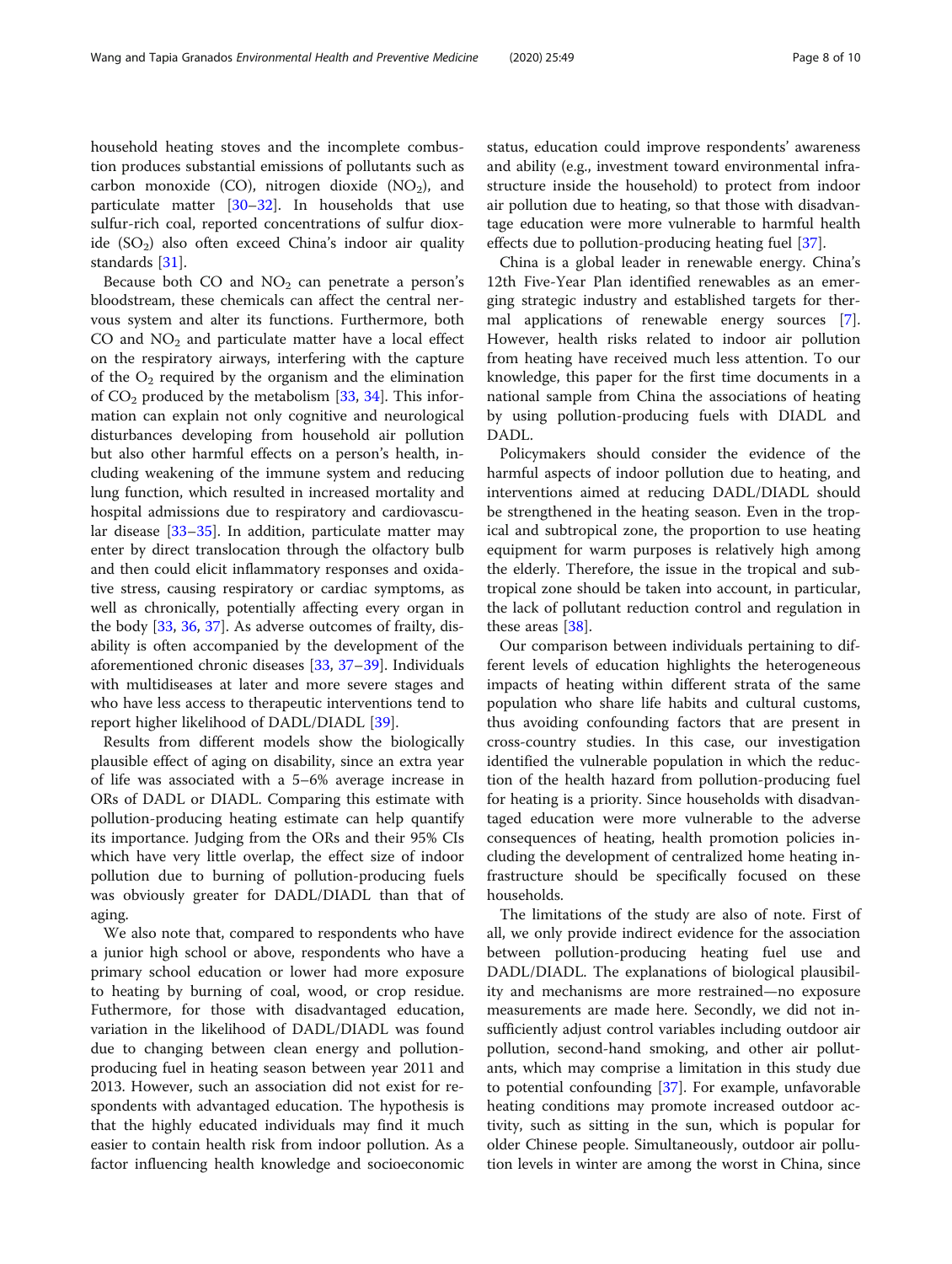household heating stoves and the incomplete combustion produces substantial emissions of pollutants such as carbon monoxide (CO), nitrogen dioxide ($NO_2$), and particulate matter [30–32]. In households that use sulfur-rich coal, reported concentrations of sulfur dioxide ($SO_2$) also often exceed China's indoor air quality standards [31].

Because both CO and $NO_2$ can penetrate a person's bloodstream, these chemicals can affect the central nervous system and alter its functions. Furthermore, both CO and $NO_2$ and particulate matter have a local effect on the respiratory airways, interfering with the capture of the $O_2$ required by the organism and the elimination of $CO_2$ produced by the metabolism [33, 34]. This information can explain not only cognitive and neurological disturbances developing from household air pollution but also other harmful effects on a person's health, including weakening of the immune system and reducing lung function, which resulted in increased mortality and hospital admissions due to respiratory and cardiovascular disease [33–35]. In addition, particulate matter may enter by direct translocation through the olfactory bulb and then could elicit inflammatory responses and oxidative stress, causing respiratory or cardiac symptoms, as well as chronically, potentially affecting every organ in the body [33, 36, 37]. As adverse outcomes of frailty, disability is often accompanied by the development of the aforementioned chronic diseases [33, 37–39]. Individuals with multidiseases at later and more severe stages and who have less access to therapeutic interventions tend to report higher likelihood of DADL/DIADL [39].

Results from different models show the biologically plausible effect of aging on disability, since an extra year of life was associated with a 5–6% average increase in ORs of DADL or DIADL. Comparing this estimate with pollution-producing heating estimate can help quantify its importance. Judging from the ORs and their 95% CIs which have very little overlap, the effect size of indoor pollution due to burning of pollution-producing fuels was obviously greater for DADL/DIADL than that of aging.

We also note that, compared to respondents who have a junior high school or above, respondents who have a primary school education or lower had more exposure to heating by burning of coal, wood, or crop residue. Futhermore, for those with disadvantaged education, variation in the likelihood of DADL/DIADL was found due to changing between clean energy and pollution-producing fuel in heating season between year 2011 and 2013. However, such an association did not exist for respondents with advantaged education. The hypothesis is that the highly educated individuals may find it much easier to contain health risk from indoor pollution. As a factor influencing health knowledge and socioeconomic status, education could improve respondents' awareness and ability (e.g., investment toward environmental infrastructure inside the household) to protect from indoor air pollution due to heating, so that those with disadvantage education were more vulnerable to harmful health effects due to pollution-producing heating fuel [37].

China is a global leader in renewable energy. China's 12th Five-Year Plan identified renewables as an emerging strategic industry and established targets for thermal applications of renewable energy sources [7]. However, health risks related to indoor air pollution from heating have received much less attention. To our knowledge, this paper for the first time documents in a national sample from China the associations of heating by using pollution-producing fuels with DIADL and DADL.

Policymakers should consider the evidence of the harmful aspects of indoor pollution due to heating, and interventions aimed at reducing DADL/DIADL should be strengthened in the heating season. Even in the tropical and subtropical zone, the proportion to use heating equipment for warm purposes is relatively high among the elderly. Therefore, the issue in the tropical and subtropical zone should be taken into account, in particular, the lack of pollutant reduction control and regulation in these areas [38].

Our comparison between individuals pertaining to different levels of education highlights the heterogeneous impacts of heating within different strata of the same population who share life habits and cultural customs, thus avoiding confounding factors that are present in cross-country studies. In this case, our investigation identified the vulnerable population in which the reduction of the health hazard from pollution-producing fuel for heating is a priority. Since households with disadvantaged education were more vulnerable to the adverse consequences of heating, health promotion policies including the development of centralized home heating infrastructure should be specifically focused on these households.

The limitations of the study are also of note. First of all, we only provide indirect evidence for the association between pollution-producing heating fuel use and DADL/DIADL. The explanations of biological plausibility and mechanisms are more restrained—no exposure measurements are made here. Secondly, we did not insufficiently adjust control variables including outdoor air pollution, second-hand smoking, and other air pollutants, which may comprise a limitation in this study due to potential confounding [37]. For example, unfavorable heating conditions may promote increased outdoor activity, such as sitting in the sun, which is popular for older Chinese people. Simultaneously, outdoor air pollution levels in winter are among the worst in China, since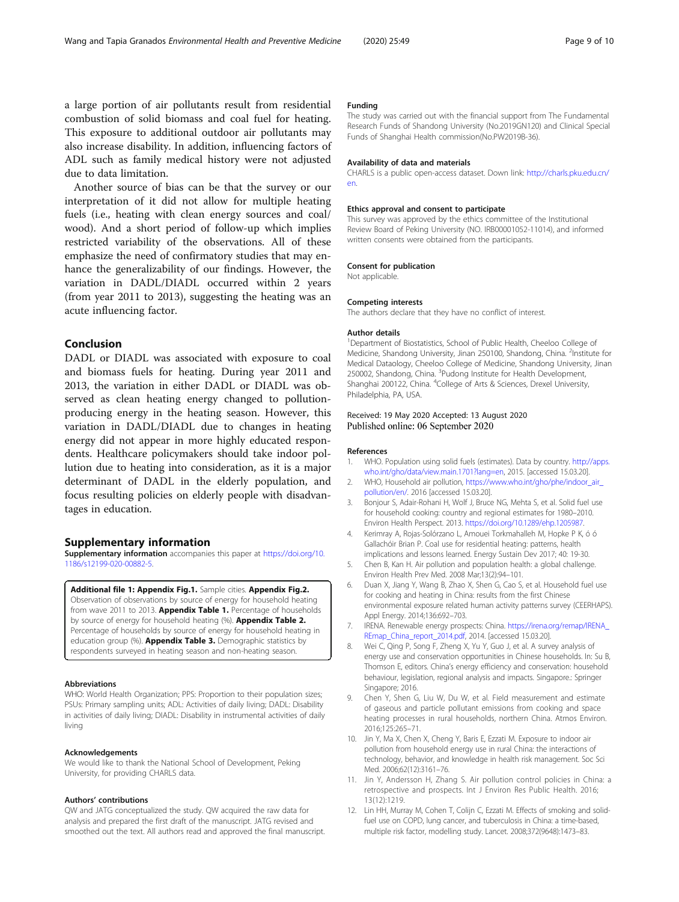a large portion of air pollutants result from residential combustion of solid biomass and coal fuel for heating. This exposure to additional outdoor air pollutants may also increase disability. In addition, influencing factors of ADL such as family medical history were not adjusted due to data limitation.

Another source of bias can be that the survey or our interpretation of it did not allow for multiple heating fuels (i.e., heating with clean energy sources and coal/ wood). And a short period of follow-up which implies restricted variability of the observations. All of these emphasize the need of confirmatory studies that may enhance the generalizability of our findings. However, the variation in DADL/DIADL occurred within 2 years (from year 2011 to 2013), suggesting the heating was an acute influencing factor.

## Conclusion

DADL or DIADL was associated with exposure to coal and biomass fuels for heating. During year 2011 and 2013, the variation in either DADL or DIADL was observed as clean heating energy changed to pollution-producing energy in the heating season. However, this variation in DADL/DIADL due to changes in heating energy did not appear in more highly educated respondents. Healthcare policymakers should take indoor pollution due to heating into consideration, as it is a major determinant of DADL in the elderly population, and focus resulting policies on elderly people with disadvantages in education.

## Supplementary information

**Supplementary information** accompanies this paper at https://doi.org/10.1186/s12199-020-00882-5.

**Additional file 1: Appendix Fig.1.** Sample cities. **Appendix Fig.2.** Observation of observations by source of energy for household heating from wave 2011 to 2013. **Appendix Table 1.** Percentage of households by source of energy for household heating (%). **Appendix Table 2.** Percentage of households by source of energy for household heating in education group (%). **Appendix Table 3.** Demographic statistics by respondents surveyed in heating season and non-heating season.

#### Abbreviations

WHO: World Health Organization; PPS: Proportion to their population sizes; PSUs: Primary sampling units; ADL: Activities of daily living; DADL: Disability in activities of daily living; DIADL: Disability in instrumental activities of daily living

#### Acknowledgements

We would like to thank the National School of Development, Peking University, for providing CHARLS data.

#### Authors' contributions

QW and JATG conceptualized the study. QW acquired the raw data for analysis and prepared the first draft of the manuscript. JATG revised and smoothed out the text. All authors read and approved the final manuscript.

#### Funding

The study was carried out with the financial support from The Fundamental Research Funds of Shandong University (No.2019GN120) and Clinical Special Funds of Shanghai Health commission(No.PW2019B-36).

#### Availability of data and materials

CHARLS is a public open-access dataset. Down link: http://charls.pku.edu.cn/en.

#### Ethics approval and consent to participate

This survey was approved by the ethics committee of the Institutional Review Board of Peking University (NO. IRB00001052-11014), and informed written consents were obtained from the participants.

#### Consent for publication

Not applicable.

#### Competing interests

The authors declare that they have no conflict of interest.

#### Author details

[1]Department of Biostatistics, School of Public Health, Cheeloo College of Medicine, Shandong University, Jinan 250100, Shandong, China. [2]Institute for Medical Dataology, Cheeloo College of Medicine, Shandong University, Jinan 250002, Shandong, China. [3]Pudong Institute for Health Development, Shanghai 200122, China. [4]College of Arts & Sciences, Drexel University, Philadelphia, PA, USA.

Received: 19 May 2020 Accepted: 13 August 2020
Published online: 06 September 2020

#### References

1. WHO. Population using solid fuels (estimates). Data by country. http://apps.who.int/gho/data/view.main.1701?lang=en, 2015. [accessed 15.03.20].
2. WHO, Household air pollution, https://www.who.int/gho/phe/indoor_air_pollution/en/. 2016 [accessed 15.03.20].
3. Bonjour S, Adair-Rohani H, Wolf J, Bruce NG, Mehta S, et al. Solid fuel use for household cooking: country and regional estimates for 1980–2010. Environ Health Perspect. 2013. https://doi.org/10.1289/ehp.1205987.
4. Kerimray A, Rojas-Solórzano L, Amouei Torkmahalleh M, Hopke P K, ó ó Gallachóir Brian P. Coal use for residential heating: patterns, health implications and lessons learned. Energy Sustain Dev 2017; 40: 19-30.
5. Chen B, Kan H. Air pollution and population health: a global challenge. Environ Health Prev Med. 2008 Mar;13(2):94–101.
6. Duan X, Jiang Y, Wang B, Zhao X, Shen G, Cao S, et al. Household fuel use for cooking and heating in China: results from the first Chinese environmental exposure related human activity patterns survey (CEERHAPS). Appl Energy. 2014;136:692–703.
7. IRENA. Renewable energy prospects: China. https://irena.org/remap/IRENA_REmap_China_report_2014.pdf, 2014. [accessed 15.03.20].
8. Wei C, Qing P, Song F, Zheng X, Yu Y, Guo J, et al. A survey analysis of energy use and conservation opportunities in Chinese households. In: Su B, Thomson E, editors. China's energy efficiency and conservation: household behaviour, legislation, regional analysis and impacts. Singapore.: Springer Singapore; 2016.
9. Chen Y, Shen G, Liu W, Du W, et al. Field measurement and estimate of gaseous and particle pollutant emissions from cooking and space heating processes in rural households, northern China. Atmos Environ. 2016;125:265–71.
10. Jin Y, Ma X, Chen X, Cheng Y, Baris E, Ezzati M. Exposure to indoor air pollution from household energy use in rural China: the interactions of technology, behavior, and knowledge in health risk management. Soc Sci Med. 2006;62(12):3161–76.
11. Jin Y, Andersson H, Zhang S. Air pollution control policies in China: a retrospective and prospects. Int J Environ Res Public Health. 2016; 13(12):1219.
12. Lin HH, Murray M, Cohen T, Colijn C, Ezzati M. Effects of smoking and solid-fuel use on COPD, lung cancer, and tuberculosis in China: a time-based, multiple risk factor, modelling study. Lancet. 2008;372(9648):1473–83.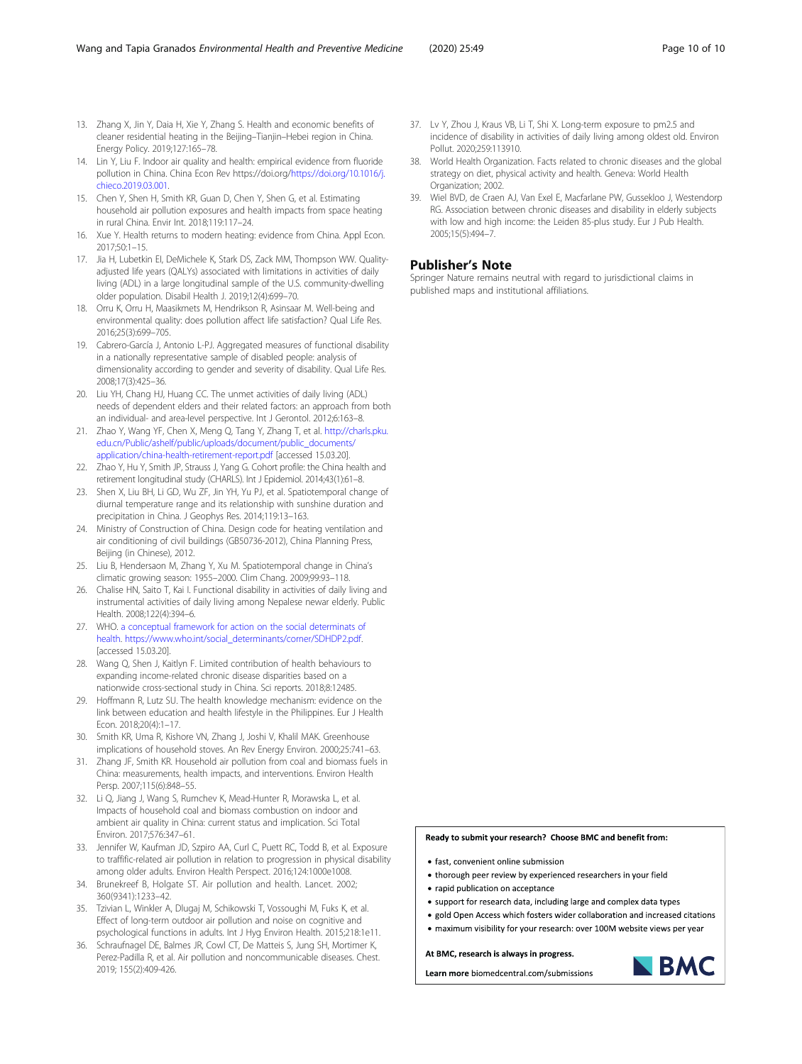13. Zhang X, Jin Y, Daia H, Xie Y, Zhang S. Health and economic benefits of cleaner residential heating in the Beijing–Tianjin–Hebei region in China. Energy Policy. 2019;127:165–78.
14. Lin Y, Liu F. Indoor air quality and health: empirical evidence from fluoride pollution in China. China Econ Rev https://doi.org/https://doi.org/10.1016/j.chieco.2019.03.001.
15. Chen Y, Shen H, Smith KR, Guan D, Chen Y, Shen G, et al. Estimating household air pollution exposures and health impacts from space heating in rural China. Envir Int. 2018;119:117–24.
16. Xue Y. Health returns to modern heating: evidence from China. Appl Econ. 2017;50:1–15.
17. Jia H, Lubetkin EI, DeMichele K, Stark DS, Zack MM, Thompson WW. Quality-adjusted life years (QALYs) associated with limitations in activities of daily living (ADL) in a large longitudinal sample of the U.S. community-dwelling older population. Disabil Health J. 2019;12(4):699–70.
18. Orru K, Orru H, Maasikmets M, Hendrikson R, Asinsaar M. Well-being and environmental quality: does pollution affect life satisfaction? Qual Life Res. 2016;25(3):699–705.
19. Cabrero-García J, Antonio L-PJ. Aggregated measures of functional disability in a nationally representative sample of disabled people: analysis of dimensionality according to gender and severity of disability. Qual Life Res. 2008;17(3):425–36.
20. Liu YH, Chang HJ, Huang CC. The unmet activities of daily living (ADL) needs of dependent elders and their related factors: an approach from both an individual- and area-level perspective. Int J Gerontol. 2012;6:163–8.
21. Zhao Y, Wang YF, Chen X, Meng Q, Tang Y, Zhang T, et al. http://charls.pku.edu.cn/Public/ashelf/public/uploads/document/public_documents/application/china-health-retirement-report.pdf [accessed 15.03.20].
22. Zhao Y, Hu Y, Smith JP, Strauss J, Yang G. Cohort profile: the China health and retirement longitudinal study (CHARLS). Int J Epidemiol. 2014;43(1):61–8.
23. Shen X, Liu BH, Li GD, Wu ZF, Jin YH, Yu PJ, et al. Spatiotemporal change of diurnal temperature range and its relationship with sunshine duration and precipitation in China. J Geophys Res. 2014;119:13–163.
24. Ministry of Construction of China. Design code for heating ventilation and air conditioning of civil buildings (GB50736-2012), China Planning Press, Beijing (in Chinese), 2012.
25. Liu B, Hendersaon M, Zhang Y, Xu M. Spatiotemporal change in China's climatic growing season: 1955–2000. Clim Chang. 2009;99:93–118.
26. Chalise HN, Saito T, Kai I. Functional disability in activities of daily living and instrumental activities of daily living among Nepalese newar elderly. Public Health. 2008;122(4):394–6.
27. WHO. a conceptual framework for action on the social determinats of health. https://www.who.int/social_determinants/corner/SDHDP2.pdf. [accessed 15.03.20].
28. Wang Q, Shen J, Kaitlyn F. Limited contribution of health behaviours to expanding income-related chronic disease disparities based on a nationwide cross-sectional study in China. Sci reports. 2018;8:12485.
29. Hoffmann R, Lutz SU. The health knowledge mechanism: evidence on the link between education and health lifestyle in the Philippines. Eur J Health Econ. 2018;20(4):1–17.
30. Smith KR, Uma R, Kishore VN, Zhang J, Joshi V, Khalil MAK. Greenhouse implications of household stoves. An Rev Energy Environ. 2000;25:741–63.
31. Zhang JF, Smith KR. Household air pollution from coal and biomass fuels in China: measurements, health impacts, and interventions. Environ Health Persp. 2007;115(6):848–55.
32. Li Q, Jiang J, Wang S, Rumchev K, Mead-Hunter R, Morawska L, et al. Impacts of household coal and biomass combustion on indoor and ambient air quality in China: current status and implication. Sci Total Environ. 2017;576:347–61.
33. Jennifer W, Kaufman JD, Szpiro AA, Curl C, Puett RC, Todd B, et al. Exposure to traffic-related air pollution in relation to progression in physical disability among older adults. Environ Health Perspect. 2016;124:1000e1008.
34. Brunekreef B, Holgate ST. Air pollution and health. Lancet. 2002; 360(9341):1233–42.
35. Tzivian L, Winkler A, Dlugaj M, Schikowski T, Vossoughi M, Fuks K, et al. Effect of long-term outdoor air pollution and noise on cognitive and psychological functions in adults. Int J Hyg Environ Health. 2015;218:1e11.
36. Schraufnagel DE, Balmes JR, Cowl CT, De Matteis S, Jung SH, Mortimer K, Perez-Padilla R, et al. Air pollution and noncommunicable diseases. Chest. 2019; 155(2):409-426.
37. Lv Y, Zhou J, Kraus VB, Li T, Shi X. Long-term exposure to pm2.5 and incidence of disability in activities of daily living among oldest old. Environ Pollut. 2020;259:113910.
38. World Health Organization. Facts related to chronic diseases and the global strategy on diet, physical activity and health. Geneva: World Health Organization; 2002.
39. Wiel BVD, de Craen AJ, Van Exel E, Macfarlane PW, Gussekloo J, Westendorp RG. Association between chronic diseases and disability in elderly subjects with low and high income: the Leiden 85-plus study. Eur J Pub Health. 2005;15(5):494–7.

## Publisher's Note

Springer Nature remains neutral with regard to jurisdictional claims in published maps and institutional affiliations.

**Ready to submit your research? Choose BMC and benefit from:**

- fast, convenient online submission
- thorough peer review by experienced researchers in your field
- rapid publication on acceptance
- support for research data, including large and complex data types
- gold Open Access which fosters wider collaboration and increased citations
- maximum visibility for your research: over 100M website views per year

**At BMC, research is always in progress.**

**Learn more** biomedcentral.com/submissions

BMC